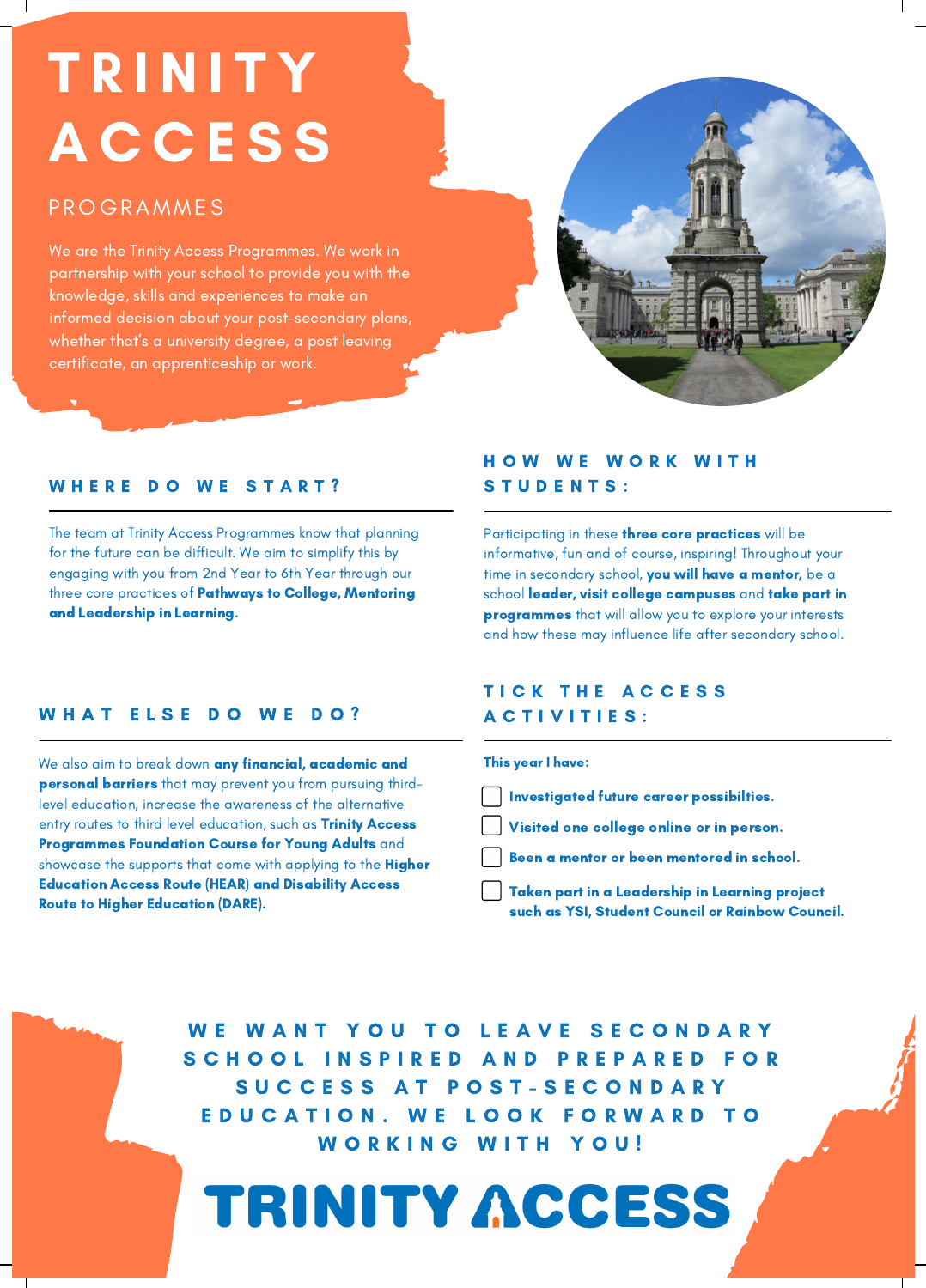# TRINITY ACCESS

## PROGRAMMES

We are the Trinity Access Programmes. We work in partnership with your school to provide you with the knowledge, skills and experiences to make an informed decision about your post-secondary plans, whether that's a university degree, a post leaving certificate, an apprenticeship or work.

### WHERE DO WE START?

The team at Trinity Access Programmes know that planning for the future can be difficult. We aim to simplify this by engaging with you from 2nd Year to 6th Year through our three core practices of **Pathways to College, Mentoring and Leadership in Learning.**

### WHAT ELSE DO WE DO?

We also aim to break down **any financial, academic and personal barriers** that may prevent you from pursuing third-level education, increase the awareness of the alternative entry routes to third level education, such as **Trinity Access Programmes Foundation Course for Young Adults** and showcase the supports that come with applying to the **Higher Education Access Route (HEAR) and Disability Access Route to Higher Education (DARE).**

### HOW WE WORK WITH STUDENTS:

Participating in these **three core practices** will be informative, fun and of course, inspiring! Throughout your time in secondary school, **you will have a mentor,** be a school **leader, visit college campuses** and **take part in programmes** that will allow you to explore your interests and how these may influence life after secondary school.

### TICK THE ACCESS ACTIVITIES:

**This year I have:**

- [ ] **Investigated future career possibilties.**
- [ ] **Visited one college online or in person.**
- [ ] **Been a mentor or been mentored in school.**
- [ ] **Taken part in a Leadership in Learning project such as YSI, Student Council or Rainbow Council.**

**WE WANT YOU TO LEAVE SECONDARY SCHOOL INSPIRED AND PREPARED FOR SUCCESS AT POST-SECONDARY EDUCATION. WE LOOK FORWARD TO WORKING WITH YOU!**

**TRINITY ACCESS**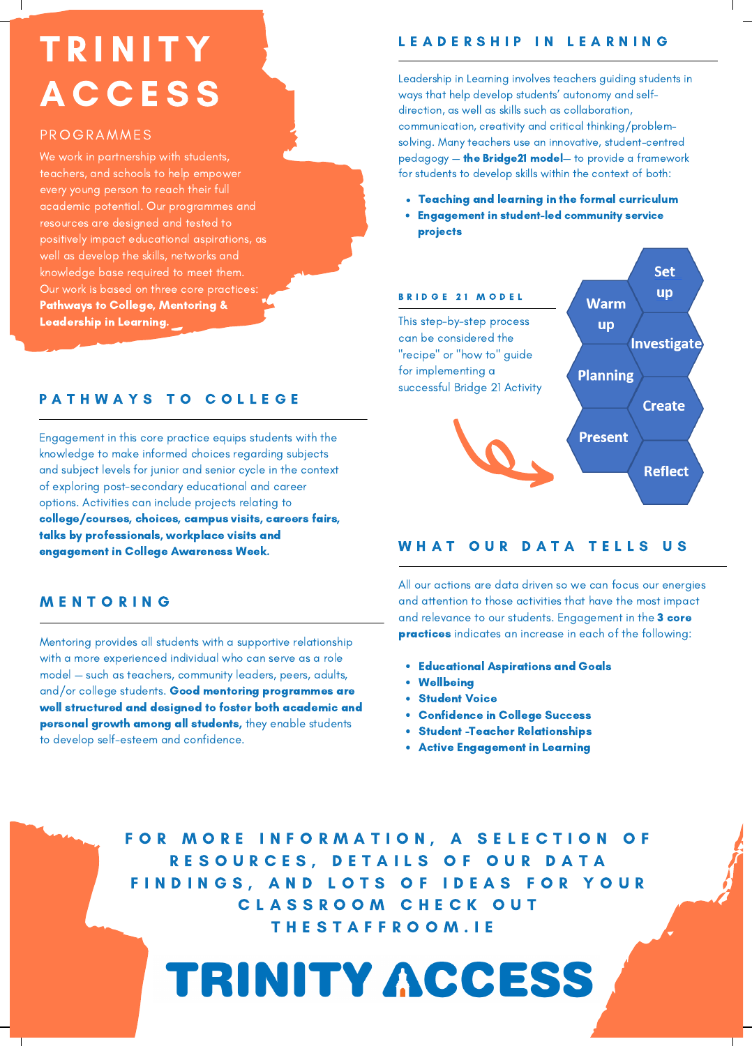# TRINITY ACCESS

## PROGRAMMES

We work in partnership with students, teachers, and schools to help empower every young person to reach their full academic potential. Our programmes and resources are designed and tested to positively impact educational aspirations, as well as develop the skills, networks and knowledge base required to meet them. Our work is based on three core practices: **Pathways to College, Mentoring & Leadership in Learning.**

## PATHWAYS TO COLLEGE

Engagement in this core practice equips students with the knowledge to make informed choices regarding subjects and subject levels for junior and senior cycle in the context of exploring post-secondary educational and career options. Activities can include projects relating to **college/courses, choices, campus visits, careers fairs, talks by professionals, workplace visits and engagement in College Awareness Week.**

## MENTORING

Mentoring provides all students with a supportive relationship with a more experienced individual who can serve as a role model — such as teachers, community leaders, peers, adults, and/or college students. **Good mentoring programmes are well structured and designed to foster both academic and personal growth among all students,** they enable students to develop self-esteem and confidence.

## LEADERSHIP IN LEARNING

Leadership in Learning involves teachers guiding students in ways that help develop students' autonomy and self-direction, as well as skills such as collaboration, communication, creativity and critical thinking/problem-solving. Many teachers use an innovative, student-centred pedagogy — **the Bridge21 model**— to provide a framework for students to develop skills within the context of both:

- **Teaching and learning in the formal curriculum**
- **Engagement in student-led community service projects**

### BRIDGE 21 MODEL

This step-by-step process can be considered the "recipe" or "how to" guide for implementing a successful Bridge 21 Activity

Set up
Warm up
Investigate
Planning
Create
Present
Reflect

## WHAT OUR DATA TELLS US

All our actions are data driven so we can focus our energies and attention to those activities that have the most impact and relevance to our students. Engagement in the **3 core practices** indicates an increase in each of the following:

- **Educational Aspirations and Goals**
- **Wellbeing**
- **Student Voice**
- **Confidence in College Success**
- **Student -Teacher Relationships**
- **Active Engagement in Learning**

FOR MORE INFORMATION, A SELECTION OF RESOURCES, DETAILS OF OUR DATA FINDINGS, AND LOTS OF IDEAS FOR YOUR CLASSROOM CHECK OUT THESTAFFROOM.IE

**TRINITY ACCESS**